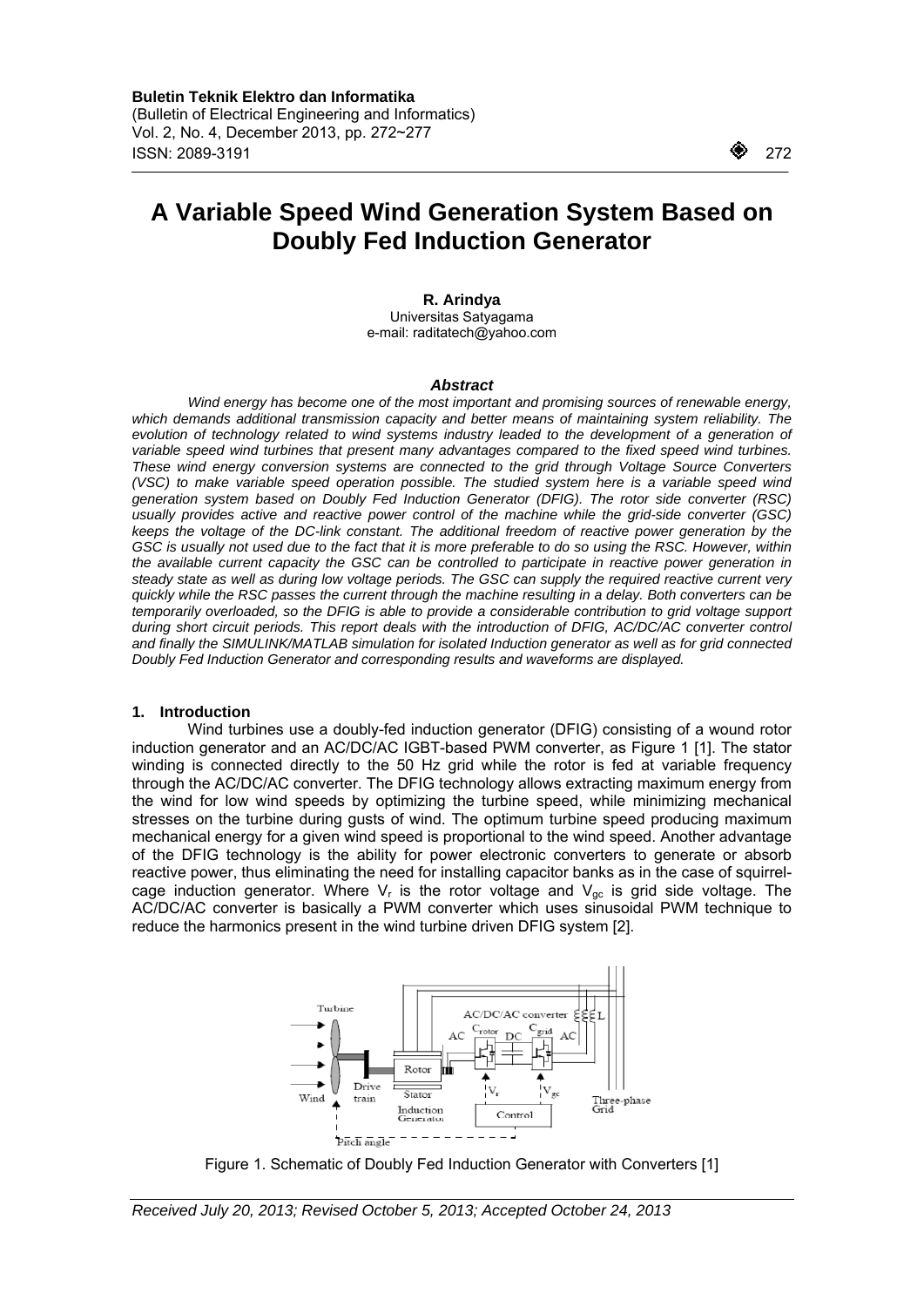# A Variable Speed Wind Generation System Based on Doubly Fed Induction Generator

**R. Arindya**

Universitas Satyagama

e-mail: raditatech@yahoo.com

***Abstract***

*Wind energy has become one of the most important and promising sources of renewable energy, which demands additional transmission capacity and better means of maintaining system reliability. The evolution of technology related to wind systems industry leaded to the development of a generation of variable speed wind turbines that present many advantages compared to the fixed speed wind turbines. These wind energy conversion systems are connected to the grid through Voltage Source Converters (VSC) to make variable speed operation possible. The studied system here is a variable speed wind generation system based on Doubly Fed Induction Generator (DFIG). The rotor side converter (RSC) usually provides active and reactive power control of the machine while the grid-side converter (GSC) keeps the voltage of the DC-link constant. The additional freedom of reactive power generation by the GSC is usually not used due to the fact that it is more preferable to do so using the RSC. However, within the available current capacity the GSC can be controlled to participate in reactive power generation in steady state as well as during low voltage periods. The GSC can supply the required reactive current very quickly while the RSC passes the current through the machine resulting in a delay. Both converters can be temporarily overloaded, so the DFIG is able to provide a considerable contribution to grid voltage support during short circuit periods. This report deals with the introduction of DFIG, AC/DC/AC converter control and finally the SIMULINK/MATLAB simulation for isolated Induction generator as well as for grid connected Doubly Fed Induction Generator and corresponding results and waveforms are displayed.*

## 1. Introduction

Wind turbines use a doubly-fed induction generator (DFIG) consisting of a wound rotor induction generator and an AC/DC/AC IGBT-based PWM converter, as Figure 1 [1]. The stator winding is connected directly to the 50 Hz grid while the rotor is fed at variable frequency through the AC/DC/AC converter. The DFIG technology allows extracting maximum energy from the wind for low wind speeds by optimizing the turbine speed, while minimizing mechanical stresses on the turbine during gusts of wind. The optimum turbine speed producing maximum mechanical energy for a given wind speed is proportional to the wind speed. Another advantage of the DFIG technology is the ability for power electronic converters to generate or absorb reactive power, thus eliminating the need for installing capacitor banks as in the case of squirrel-cage induction generator. Where $V_r$ is the rotor voltage and $V_{gc}$ is grid side voltage. The AC/DC/AC converter is basically a PWM converter which uses sinusoidal PWM technique to reduce the harmonics present in the wind turbine driven DFIG system [2].

Turbine

Wind

Drive train

Rotor

Stator

Induction Generator

AC/DC/AC converter

AC

$C_{rotor}$

DC

$C_{grid}$

AC

L

$V_r$

$V_{gc}$

Control

Three-phase Grid

Pitch angle

Figure 1. Schematic of Doubly Fed Induction Generator with Converters [1]

*Received July 20, 2013; Revised October 5, 2013; Accepted October 24, 2013*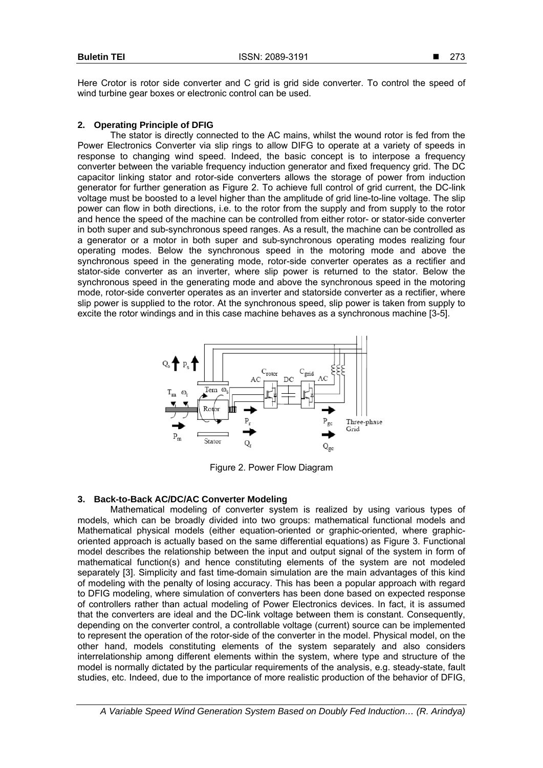Here Crotor is rotor side converter and C grid is grid side converter. To control the speed of wind turbine gear boxes or electronic control can be used.

## 2. Operating Principle of DFIG

The stator is directly connected to the AC mains, whilst the wound rotor is fed from the Power Electronics Converter via slip rings to allow DIFG to operate at a variety of speeds in response to changing wind speed. Indeed, the basic concept is to interpose a frequency converter between the variable frequency induction generator and fixed frequency grid. The DC capacitor linking stator and rotor-side converters allows the storage of power from induction generator for further generation as Figure 2. To achieve full control of grid current, the DC-link voltage must be boosted to a level higher than the amplitude of grid line-to-line voltage. The slip power can flow in both directions, i.e. to the rotor from the supply and from supply to the rotor and hence the speed of the machine can be controlled from either rotor- or stator-side converter in both super and sub-synchronous speed ranges. As a result, the machine can be controlled as a generator or a motor in both super and sub-synchronous operating modes realizing four operating modes. Below the synchronous speed in the motoring mode and above the synchronous speed in the generating mode, rotor-side converter operates as a rectifier and stator-side converter as an inverter, where slip power is returned to the stator. Below the synchronous speed in the generating mode and above the synchronous speed in the motoring mode, rotor-side converter operates as an inverter and statorside converter as a rectifier, where slip power is supplied to the rotor. At the synchronous speed, slip power is taken from supply to excite the rotor windings and in this case machine behaves as a synchronous machine [3-5].

$Q_s$ $P_s$ $T_m$ $\omega_r$ Tem $\omega_s$ Rotor Stator $P_m$ $P_r$ $Q_r$ $C_{rotor}$ AC DC $C_{grid}$ AC $P_{gc}$ $Q_{gc}$ Three-phase Grid

Figure 2. Power Flow Diagram

## 3. Back-to-Back AC/DC/AC Converter Modeling

Mathematical modeling of converter system is realized by using various types of models, which can be broadly divided into two groups: mathematical functional models and Mathematical physical models (either equation-oriented or graphic-oriented, where graphic-oriented approach is actually based on the same differential equations) as Figure 3. Functional model describes the relationship between the input and output signal of the system in form of mathematical function(s) and hence constituting elements of the system are not modeled separately [3]. Simplicity and fast time-domain simulation are the main advantages of this kind of modeling with the penalty of losing accuracy. This has been a popular approach with regard to DFIG modeling, where simulation of converters has been done based on expected response of controllers rather than actual modeling of Power Electronics devices. In fact, it is assumed that the converters are ideal and the DC-link voltage between them is constant. Consequently, depending on the converter control, a controllable voltage (current) source can be implemented to represent the operation of the rotor-side of the converter in the model. Physical model, on the other hand, models constituting elements of the system separately and also considers interrelationship among different elements within the system, where type and structure of the model is normally dictated by the particular requirements of the analysis, e.g. steady-state, fault studies, etc. Indeed, due to the importance of more realistic production of the behavior of DFIG,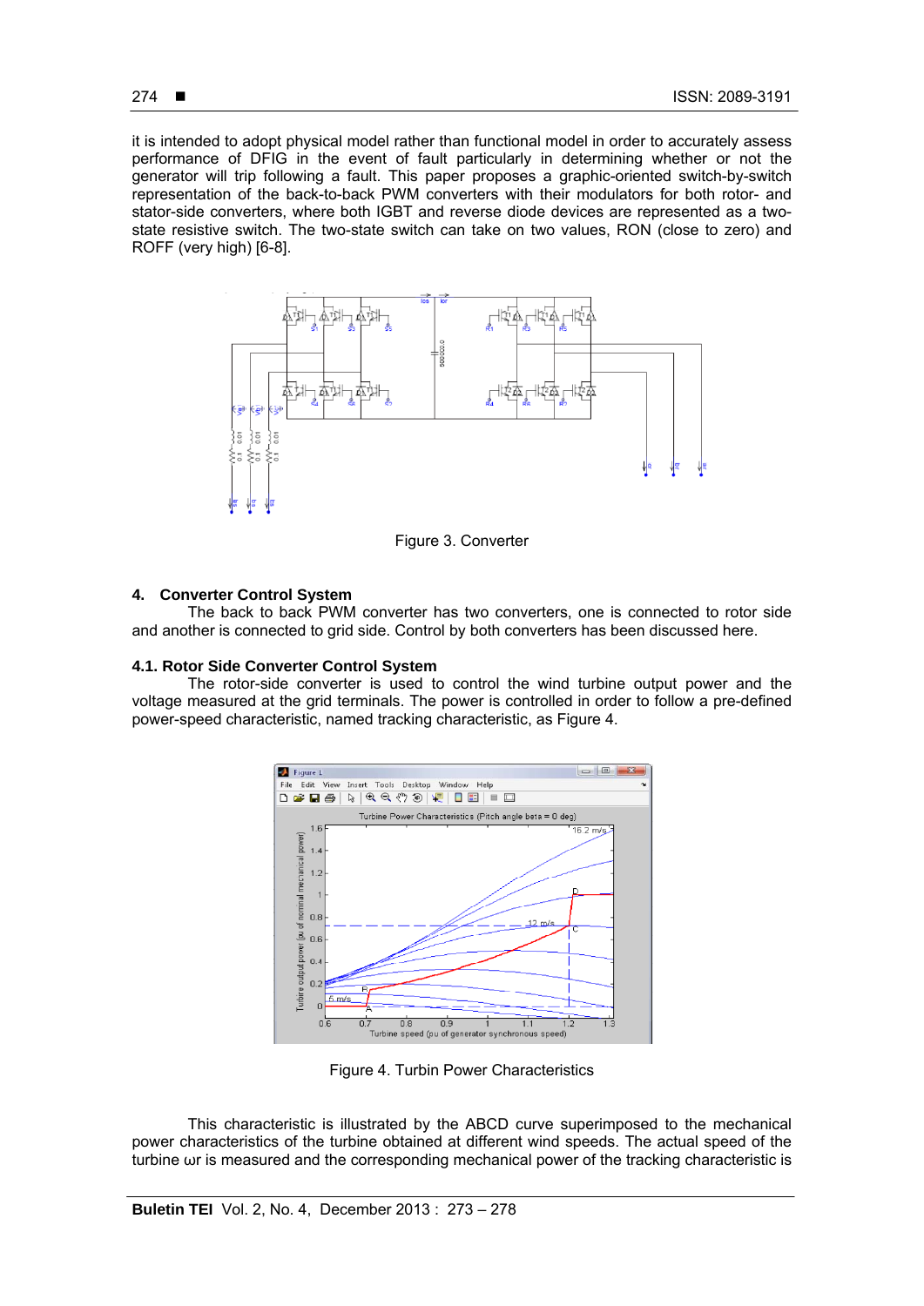it is intended to adopt physical model rather than functional model in order to accurately assess performance of DFIG in the event of fault particularly in determining whether or not the generator will trip following a fault. This paper proposes a graphic-oriented switch-by-switch representation of the back-to-back PWM converters with their modulators for both rotor- and stator-side converters, where both IGBT and reverse diode devices are represented as a two-state resistive switch. The two-state switch can take on two values, RON (close to zero) and ROFF (very high) [6-8].

Figure 3. Converter

## 4. Converter Control System

The back to back PWM converter has two converters, one is connected to rotor side and another is connected to grid side. Control by both converters has been discussed here.

### 4.1. Rotor Side Converter Control System

The rotor-side converter is used to control the wind turbine output power and the voltage measured at the grid terminals. The power is controlled in order to follow a pre-defined power-speed characteristic, named tracking characteristic, as Figure 4.

Figure 1
File Edit View Insert Tools Desktop Window Help
Turbine Power Characteristics (Pitch angle beta = 0 deg)
Turbine output power (pu of nominal mechanical power)
Turbine speed (pu of generator synchronous speed)
16.2 m/s
12 m/s
6 m/s
A
B
C
D
1.6
1.4
1.2
1
0.8
0.6
0.4
0.2
0
0.6
0.7
0.8
0.9
1
1.1
1.2
1.3

Figure 4. Turbin Power Characteristics

This characteristic is illustrated by the ABCD curve superimposed to the mechanical power characteristics of the turbine obtained at different wind speeds. The actual speed of the turbine $\omega r$ is measured and the corresponding mechanical power of the tracking characteristic is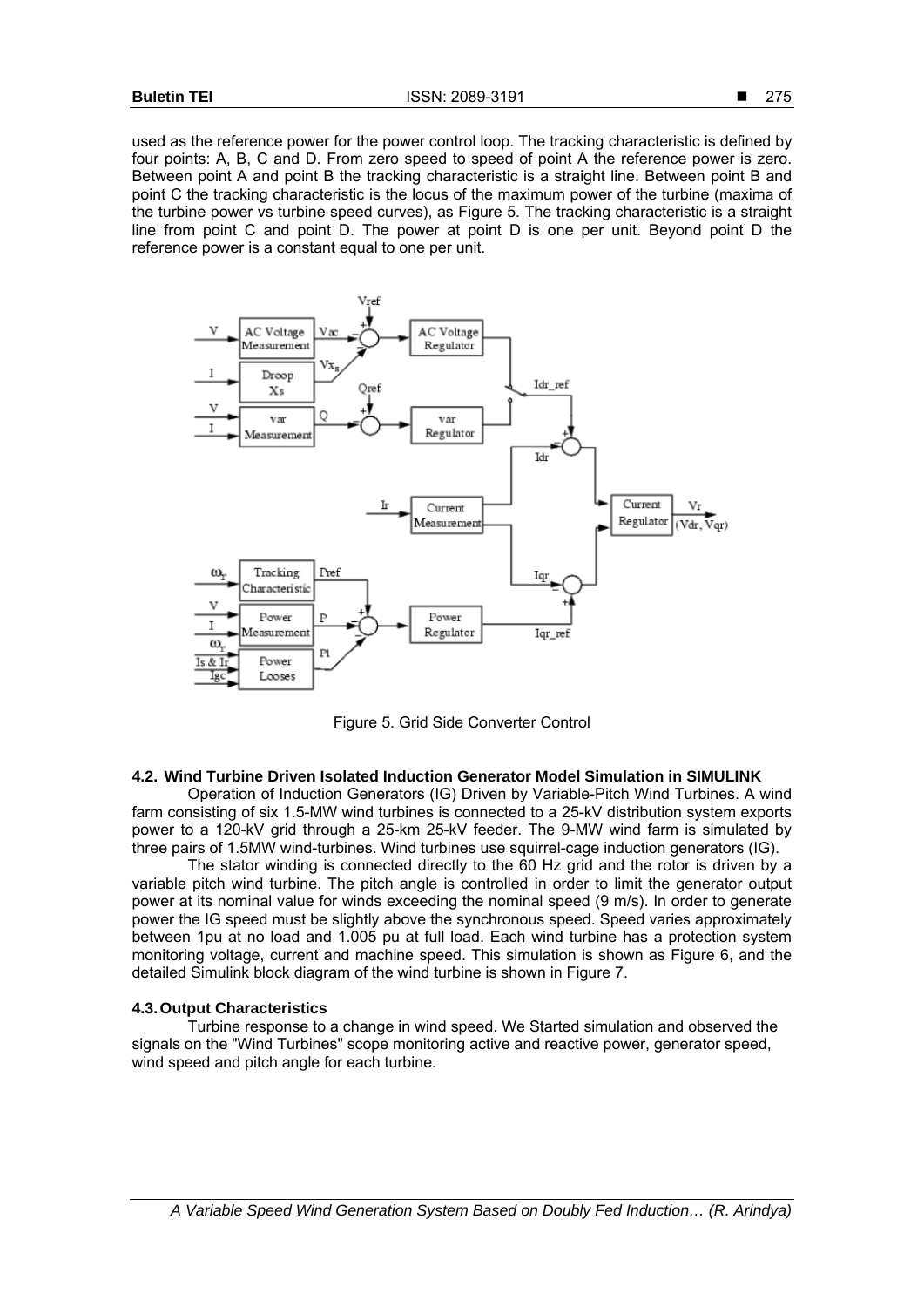used as the reference power for the power control loop. The tracking characteristic is defined by four points: A, B, C and D. From zero speed to speed of point A the reference power is zero. Between point A and point B the tracking characteristic is a straight line. Between point B and point C the tracking characteristic is the locus of the maximum power of the turbine (maxima of the turbine power vs turbine speed curves), as Figure 5. The tracking characteristic is a straight line from point C and point D. The power at point D is one per unit. Beyond point D the reference power is a constant equal to one per unit.

Figure 5. Grid Side Converter Control

### 4.2. Wind Turbine Driven Isolated Induction Generator Model Simulation in SIMULINK

Operation of Induction Generators (IG) Driven by Variable-Pitch Wind Turbines. A wind farm consisting of six 1.5-MW wind turbines is connected to a 25-kV distribution system exports power to a 120-kV grid through a 25-km 25-kV feeder. The 9-MW wind farm is simulated by three pairs of 1.5MW wind-turbines. Wind turbines use squirrel-cage induction generators (IG).

The stator winding is connected directly to the 60 Hz grid and the rotor is driven by a variable pitch wind turbine. The pitch angle is controlled in order to limit the generator output power at its nominal value for winds exceeding the nominal speed (9 m/s). In order to generate power the IG speed must be slightly above the synchronous speed. Speed varies approximately between 1pu at no load and 1.005 pu at full load. Each wind turbine has a protection system monitoring voltage, current and machine speed. This simulation is shown as Figure 6, and the detailed Simulink block diagram of the wind turbine is shown in Figure 7.

### 4.3. Output Characteristics

Turbine response to a change in wind speed. We Started simulation and observed the signals on the "Wind Turbines" scope monitoring active and reactive power, generator speed, wind speed and pitch angle for each turbine.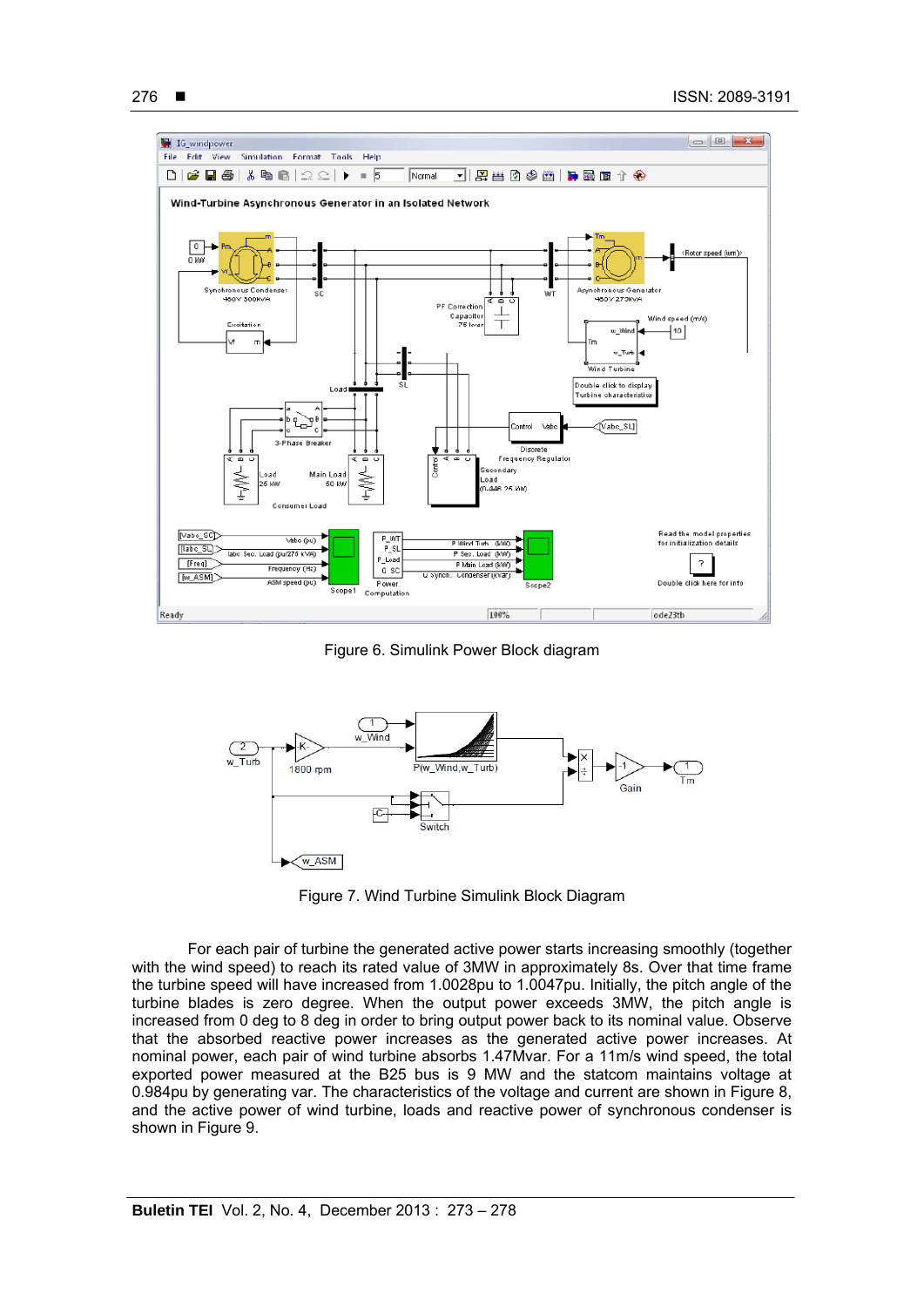Figure 6. Simulink Power Block diagram

Figure 7. Wind Turbine Simulink Block Diagram

For each pair of turbine the generated active power starts increasing smoothly (together with the wind speed) to reach its rated value of 3MW in approximately 8s. Over that time frame the turbine speed will have increased from 1.0028pu to 1.0047pu. Initially, the pitch angle of the turbine blades is zero degree. When the output power exceeds 3MW, the pitch angle is increased from 0 deg to 8 deg in order to bring output power back to its nominal value. Observe that the absorbed reactive power increases as the generated active power increases. At nominal power, each pair of wind turbine absorbs 1.47Mvar. For a 11m/s wind speed, the total exported power measured at the B25 bus is 9 MW and the statcom maintains voltage at 0.984pu by generating var. The characteristics of the voltage and current are shown in Figure 8, and the active power of wind turbine, loads and reactive power of synchronous condenser is shown in Figure 9.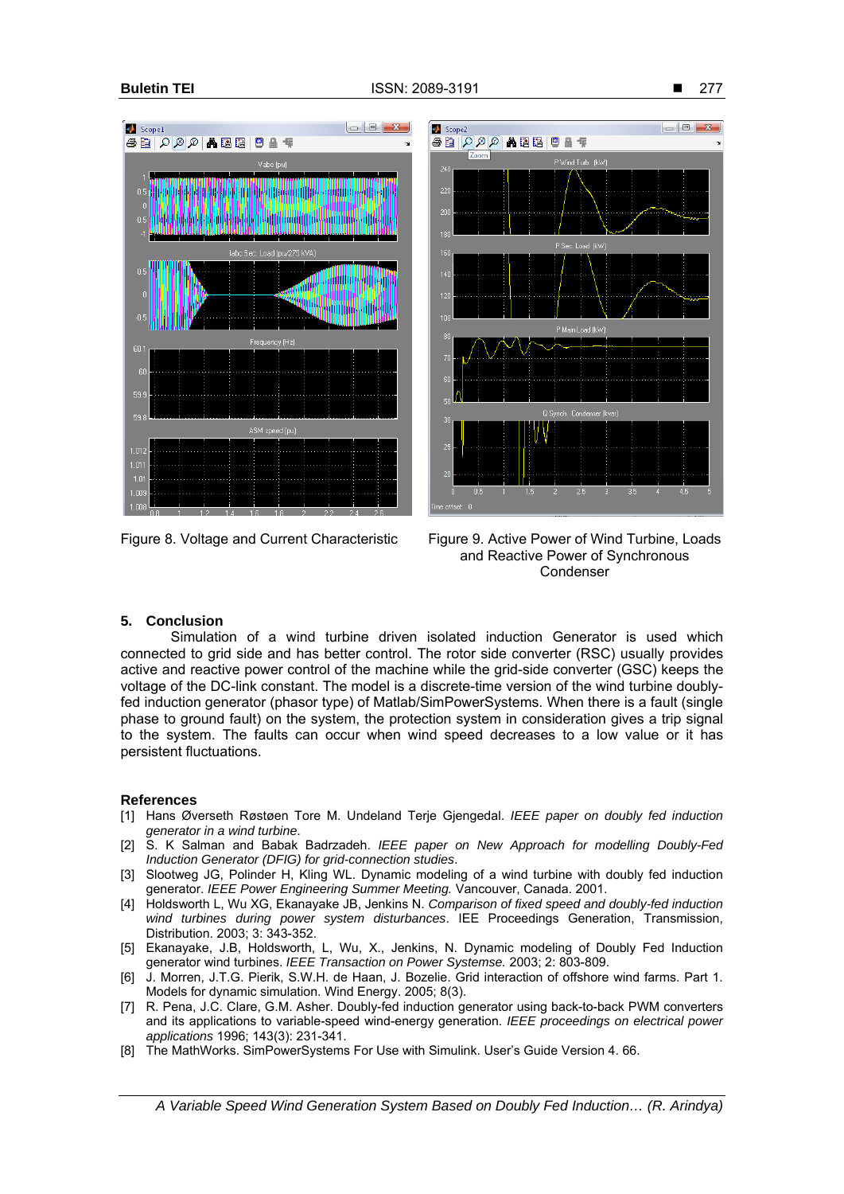Scope1

Vabc (pu)

1
0.5
0
-0.5
-1

Iabc Sec. Load (pu/275 kVA)

0.5
0
-0.5

Frequency (Hz)

60.1
60
59.9
59.8

ASM speed (pu)

1.012
1.011
1.01
1.009
1.008

0.8 1 1.2 1.4 1.6 1.8 2 2.2 2.4 2.6

Figure 8. Voltage and Current Characteristic

Scope2

P Wind Turb. (kW)

240
220
200
180

P Sec. Load (kW)

160
140
120
100

P Main Load (kW)

80
70
60
50

Q Synch. Condenser (kvar)

30
25
20

0 0.5 1 1.5 2 2.5 3 3.5 4 4.5 5

Time offset: 0

Figure 9. Active Power of Wind Turbine, Loads and Reactive Power of Synchronous Condenser

## 5. Conclusion

Simulation of a wind turbine driven isolated induction Generator is used which connected to grid side and has better control. The rotor side converter (RSC) usually provides active and reactive power control of the machine while the grid-side converter (GSC) keeps the voltage of the DC-link constant. The model is a discrete-time version of the wind turbine doubly-fed induction generator (phasor type) of Matlab/SimPowerSystems. When there is a fault (single phase to ground fault) on the system, the protection system in consideration gives a trip signal to the system. The faults can occur when wind speed decreases to a low value or it has persistent fluctuations.

## References

[1] Hans Øverseth Røstøen Tore M. Undeland Terje Gjengedal. *IEEE paper on doubly fed induction generator in a wind turbine*.

[2] S. K Salman and Babak Badrzadeh. *IEEE paper on New Approach for modelling Doubly-Fed Induction Generator (DFIG) for grid-connection studies*.

[3] Slootweg JG, Polinder H, Kling WL. Dynamic modeling of a wind turbine with doubly fed induction generator. *IEEE Power Engineering Summer Meeting.* Vancouver, Canada. 2001.

[4] Holdsworth L, Wu XG, Ekanayake JB, Jenkins N. *Comparison of fixed speed and doubly-fed induction wind turbines during power system disturbances*. IEE Proceedings Generation, Transmission, Distribution. 2003; 3: 343-352.

[5] Ekanayake, J.B, Holdsworth, L, Wu, X., Jenkins, N. Dynamic modeling of Doubly Fed Induction generator wind turbines. *IEEE Transaction on Power Systemse.* 2003; 2: 803-809.

[6] J. Morren, J.T.G. Pierik, S.W.H. de Haan, J. Bozelie. Grid interaction of offshore wind farms. Part 1. Models for dynamic simulation. Wind Energy. 2005; 8(3).

[7] R. Pena, J.C. Clare, G.M. Asher. Doubly-fed induction generator using back-to-back PWM converters and its applications to variable-speed wind-energy generation. *IEEE proceedings on electrical power applications* 1996; 143(3): 231-341.

[8] The MathWorks. SimPowerSystems For Use with Simulink. User's Guide Version 4. 66.